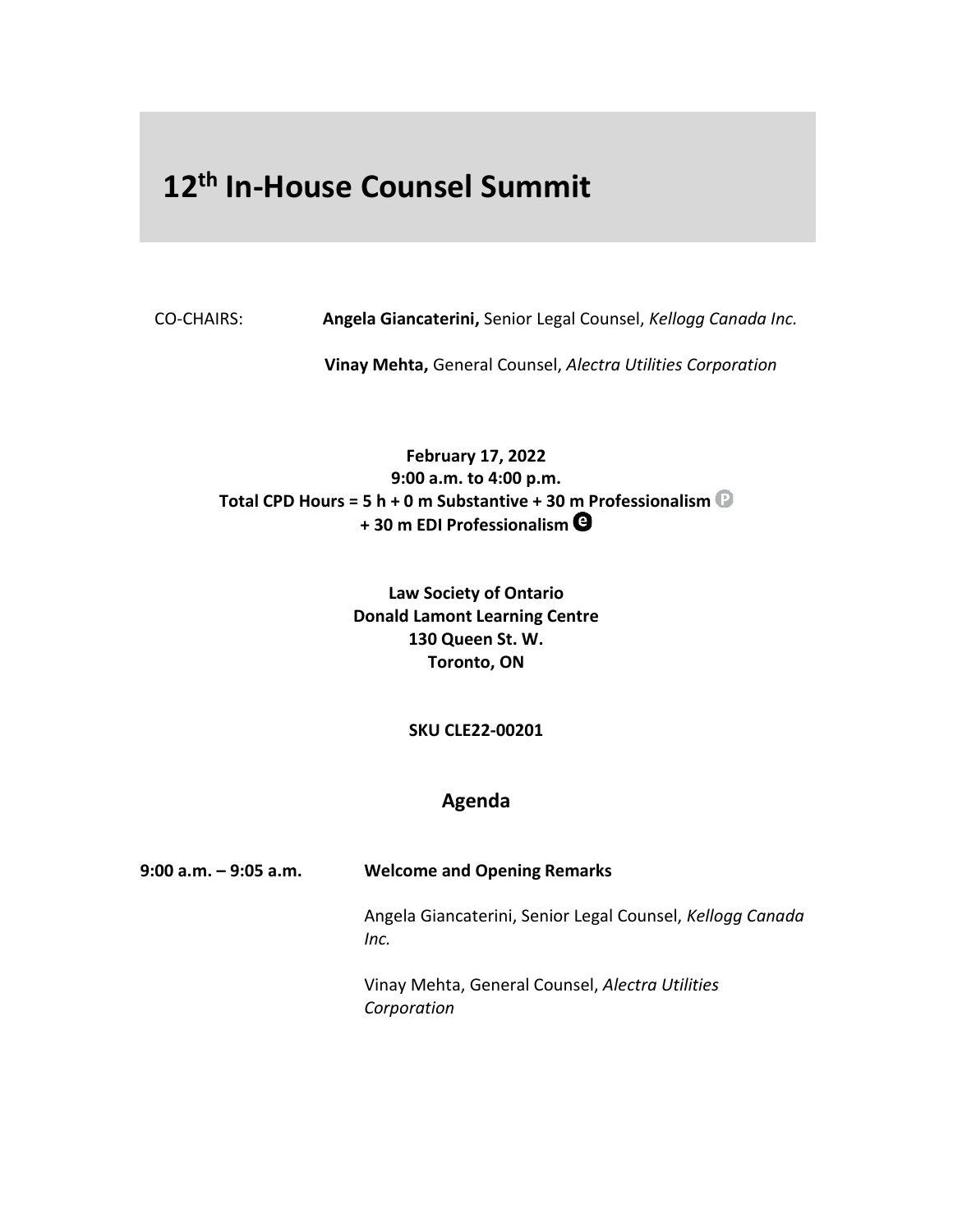# 12th In-House Counsel Summit

CO-CHAIRS: **Angela Giancaterini,** Senior Legal Counsel, *Kellogg Canada Inc.*

**Vinay Mehta,** General Counsel, *Alectra Utilities Corporation*

**February 17, 2022**
**9:00 a.m. to 4:00 p.m.**
**Total CPD Hours = 5 h + 0 m Substantive + 30 m Professionalism**
**+ 30 m EDI Professionalism**

**Law Society of Ontario**
**Donald Lamont Learning Centre**
**130 Queen St. W.**
**Toronto, ON**

**SKU CLE22-00201**

## Agenda

**9:00 a.m. – 9:05 a.m.** **Welcome and Opening Remarks**

Angela Giancaterini, Senior Legal Counsel, *Kellogg Canada Inc.*

Vinay Mehta, General Counsel, *Alectra Utilities Corporation*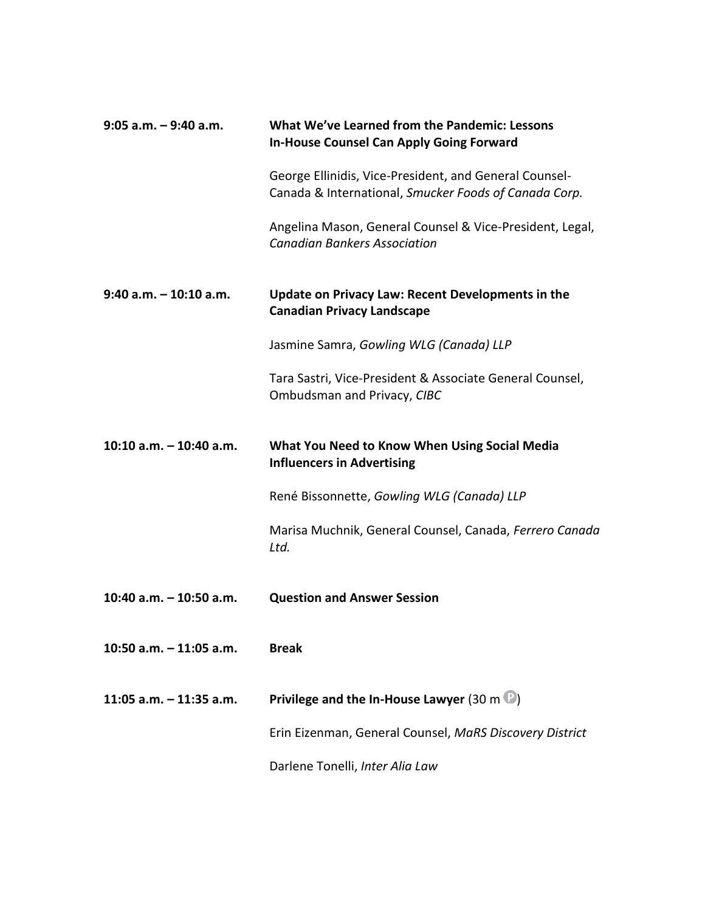**9:05 a.m. – 9:40 a.m.** **What We've Learned from the Pandemic: Lessons In-House Counsel Can Apply Going Forward**

George Ellinidis, Vice-President, and General Counsel-Canada & International, *Smucker Foods of Canada Corp.*

Angelina Mason, General Counsel & Vice-President, Legal, *Canadian Bankers Association*

**9:40 a.m. – 10:10 a.m.** **Update on Privacy Law: Recent Developments in the Canadian Privacy Landscape**

Jasmine Samra, *Gowling WLG (Canada) LLP*

Tara Sastri, Vice-President & Associate General Counsel, Ombudsman and Privacy, *CIBC*

**10:10 a.m. – 10:40 a.m.** **What You Need to Know When Using Social Media Influencers in Advertising**

René Bissonnette, *Gowling WLG (Canada) LLP*

Marisa Muchnik, General Counsel, Canada, *Ferrero Canada Ltd.*

**10:40 a.m. – 10:50 a.m.** **Question and Answer Session**

**10:50 a.m. – 11:05 a.m.** **Break**

**11:05 a.m. – 11:35 a.m.** **Privilege and the In-House Lawyer** (30 m P)

Erin Eizenman, General Counsel, *MaRS Discovery District*

Darlene Tonelli, *Inter Alia Law*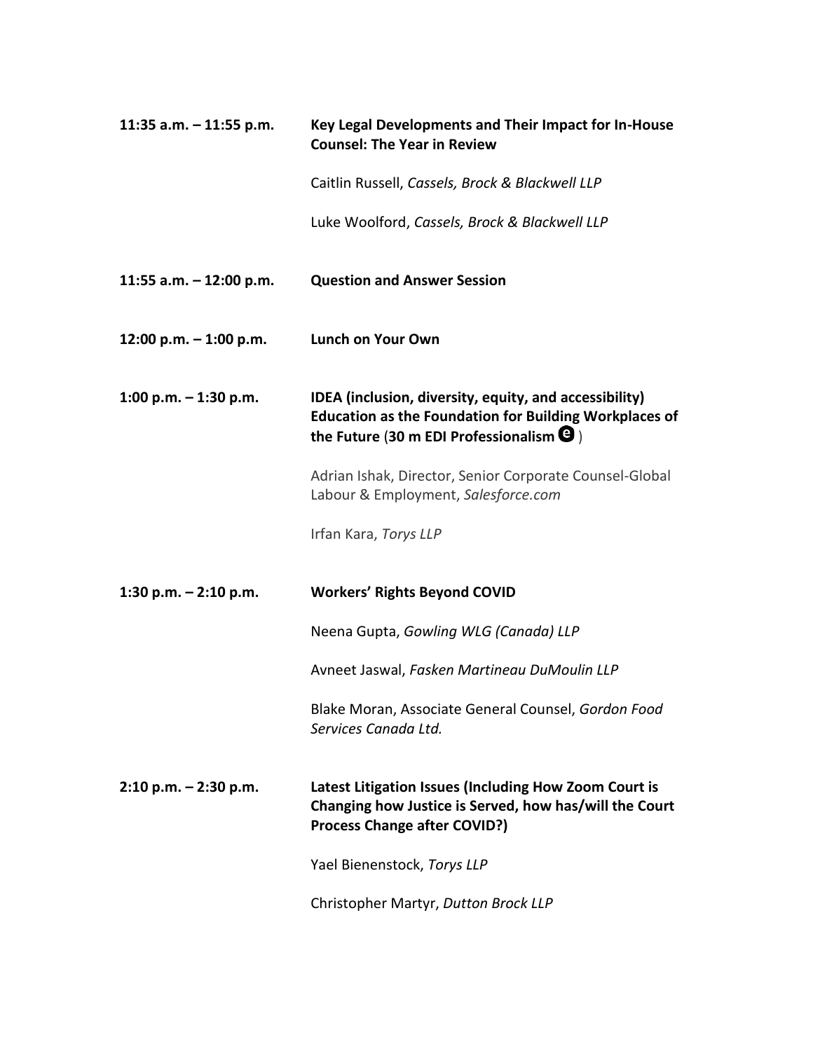**11:35 a.m. – 11:55 p.m.** **Key Legal Developments and Their Impact for In-House Counsel: The Year in Review**

Caitlin Russell, *Cassels, Brock & Blackwell LLP*

Luke Woolford, *Cassels, Brock & Blackwell LLP*

**11:55 a.m. – 12:00 p.m.** **Question and Answer Session**

**12:00 p.m. – 1:00 p.m.** **Lunch on Your Own**

**1:00 p.m. – 1:30 p.m.** **IDEA (inclusion, diversity, equity, and accessibility) Education as the Foundation for Building Workplaces of the Future** (**30 m EDI Professionalism** ⓔ )

Adrian Ishak, Director, Senior Corporate Counsel-Global Labour & Employment, *Salesforce.com*

Irfan Kara, *Torys LLP*

**1:30 p.m. – 2:10 p.m.** **Workers' Rights Beyond COVID**

Neena Gupta, *Gowling WLG (Canada) LLP*

Avneet Jaswal, *Fasken Martineau DuMoulin LLP*

Blake Moran, Associate General Counsel, *Gordon Food Services Canada Ltd.*

**2:10 p.m. – 2:30 p.m.** **Latest Litigation Issues (Including How Zoom Court is Changing how Justice is Served, how has/will the Court Process Change after COVID?)**

Yael Bienenstock, *Torys LLP*

Christopher Martyr, *Dutton Brock LLP*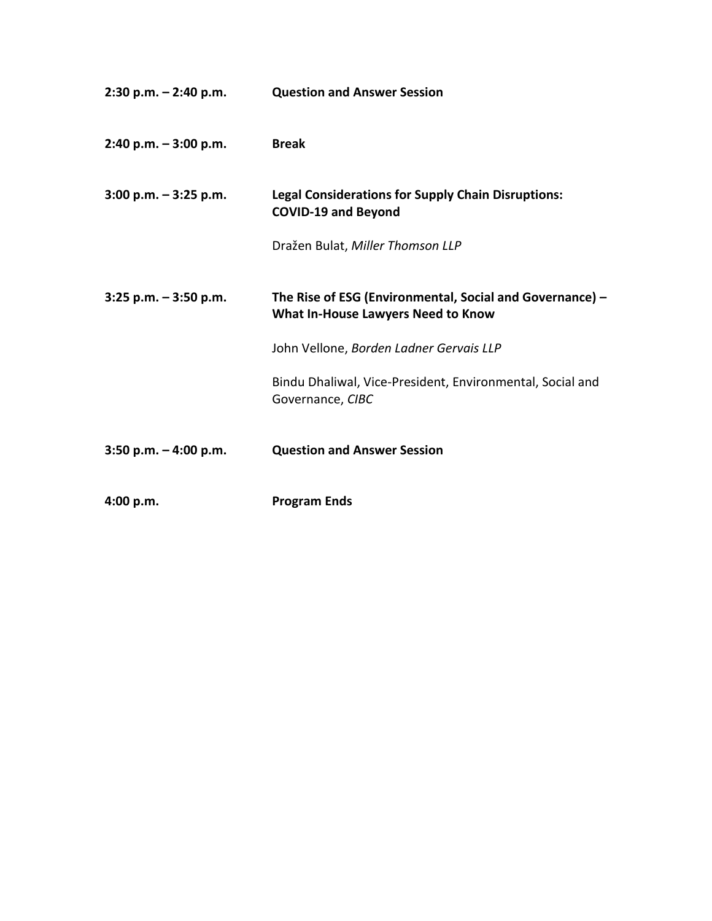**2:30 p.m. – 2:40 p.m.** **Question and Answer Session**

**2:40 p.m. – 3:00 p.m.** **Break**

**3:00 p.m. – 3:25 p.m.** **Legal Considerations for Supply Chain Disruptions: COVID-19 and Beyond**

Dražen Bulat, *Miller Thomson LLP*

**3:25 p.m. – 3:50 p.m.** **The Rise of ESG (Environmental, Social and Governance) – What In-House Lawyers Need to Know**

John Vellone, *Borden Ladner Gervais LLP*

Bindu Dhaliwal, Vice-President, Environmental, Social and Governance, *CIBC*

**3:50 p.m. – 4:00 p.m.** **Question and Answer Session**

**4:00 p.m.** **Program Ends**